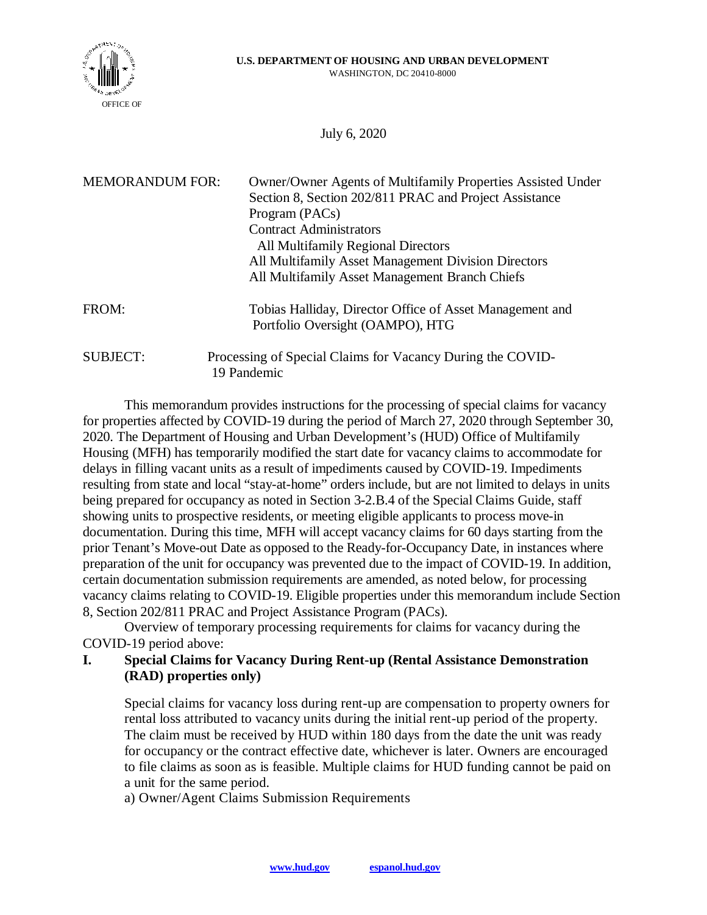OFFICE OF

**U.S. DEPARTMENT OF HOUSING AND URBAN DEVELOPMENT**
WASHINGTON, DC 20410-8000

July 6, 2020

MEMORANDUM FOR: Owner/Owner Agents of Multifamily Properties Assisted Under Section 8, Section 202/811 PRAC and Project Assistance Program (PACs)
Contract Administrators
All Multifamily Regional Directors
All Multifamily Asset Management Division Directors
All Multifamily Asset Management Branch Chiefs

FROM: Tobias Halliday, Director Office of Asset Management and Portfolio Oversight (OAMPO), HTG

SUBJECT: Processing of Special Claims for Vacancy During the COVID-19 Pandemic

This memorandum provides instructions for the processing of special claims for vacancy for properties affected by COVID-19 during the period of March 27, 2020 through September 30, 2020. The Department of Housing and Urban Development's (HUD) Office of Multifamily Housing (MFH) has temporarily modified the start date for vacancy claims to accommodate for delays in filling vacant units as a result of impediments caused by COVID-19. Impediments resulting from state and local "stay-at-home" orders include, but are not limited to delays in units being prepared for occupancy as noted in Section 3-2.B.4 of the Special Claims Guide, staff showing units to prospective residents, or meeting eligible applicants to process move-in documentation. During this time, MFH will accept vacancy claims for 60 days starting from the prior Tenant's Move-out Date as opposed to the Ready-for-Occupancy Date, in instances where preparation of the unit for occupancy was prevented due to the impact of COVID-19. In addition, certain documentation submission requirements are amended, as noted below, for processing vacancy claims relating to COVID-19. Eligible properties under this memorandum include Section 8, Section 202/811 PRAC and Project Assistance Program (PACs).

Overview of temporary processing requirements for claims for vacancy during the COVID-19 period above:

## I. Special Claims for Vacancy During Rent-up (Rental Assistance Demonstration (RAD) properties only)

Special claims for vacancy loss during rent-up are compensation to property owners for rental loss attributed to vacancy units during the initial rent-up period of the property. The claim must be received by HUD within 180 days from the date the unit was ready for occupancy or the contract effective date, whichever is later. Owners are encouraged to file claims as soon as is feasible. Multiple claims for HUD funding cannot be paid on a unit for the same period.

a) Owner/Agent Claims Submission Requirements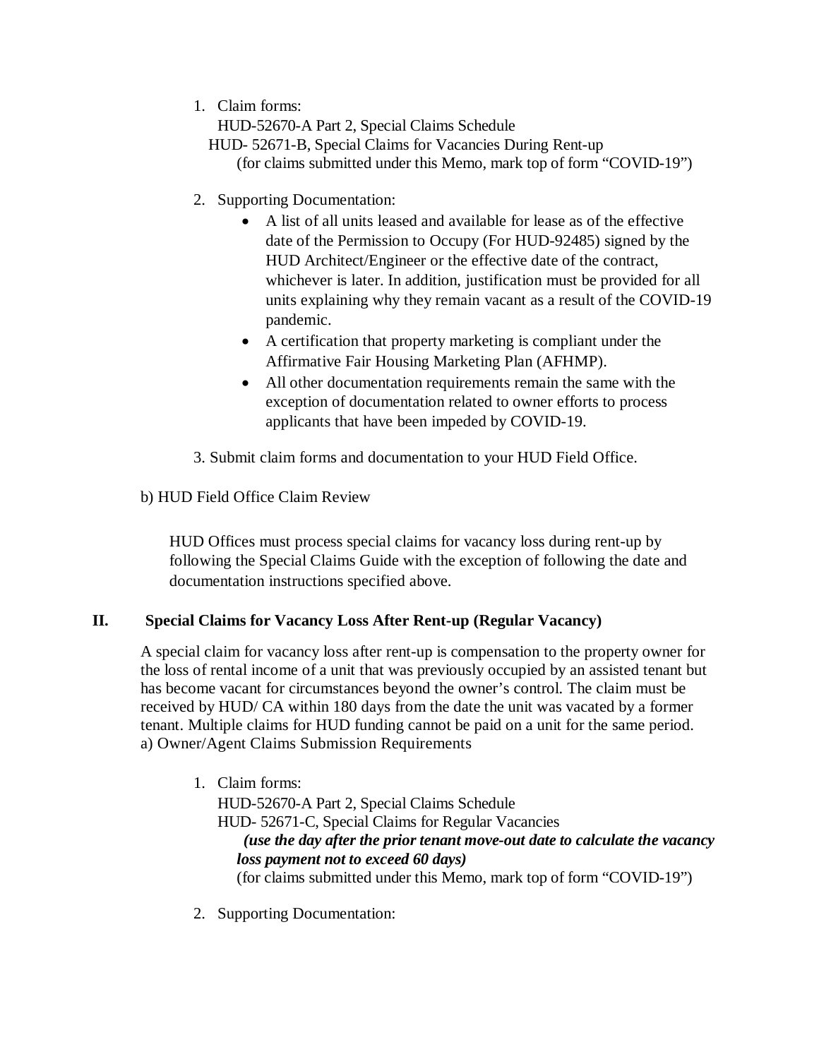1. Claim forms:
   HUD-52670-A Part 2, Special Claims Schedule
   HUD- 52671-B, Special Claims for Vacancies During Rent-up
   (for claims submitted under this Memo, mark top of form "COVID-19")

2. Supporting Documentation:
   - A list of all units leased and available for lease as of the effective date of the Permission to Occupy (For HUD-92485) signed by the HUD Architect/Engineer or the effective date of the contract, whichever is later. In addition, justification must be provided for all units explaining why they remain vacant as a result of the COVID-19 pandemic.
   - A certification that property marketing is compliant under the Affirmative Fair Housing Marketing Plan (AFHMP).
   - All other documentation requirements remain the same with the exception of documentation related to owner efforts to process applicants that have been impeded by COVID-19.

3. Submit claim forms and documentation to your HUD Field Office.

b) HUD Field Office Claim Review

HUD Offices must process special claims for vacancy loss during rent-up by following the Special Claims Guide with the exception of following the date and documentation instructions specified above.

## II. Special Claims for Vacancy Loss After Rent-up (Regular Vacancy)

A special claim for vacancy loss after rent-up is compensation to the property owner for the loss of rental income of a unit that was previously occupied by an assisted tenant but has become vacant for circumstances beyond the owner's control. The claim must be received by HUD/ CA within 180 days from the date the unit was vacated by a former tenant. Multiple claims for HUD funding cannot be paid on a unit for the same period.

a) Owner/Agent Claims Submission Requirements

1. Claim forms:
   HUD-52670-A Part 2, Special Claims Schedule
   HUD- 52671-C, Special Claims for Regular Vacancies
   ***(use the day after the prior tenant move-out date to calculate the vacancy loss payment not to exceed 60 days)***
   (for claims submitted under this Memo, mark top of form "COVID-19")

2. Supporting Documentation: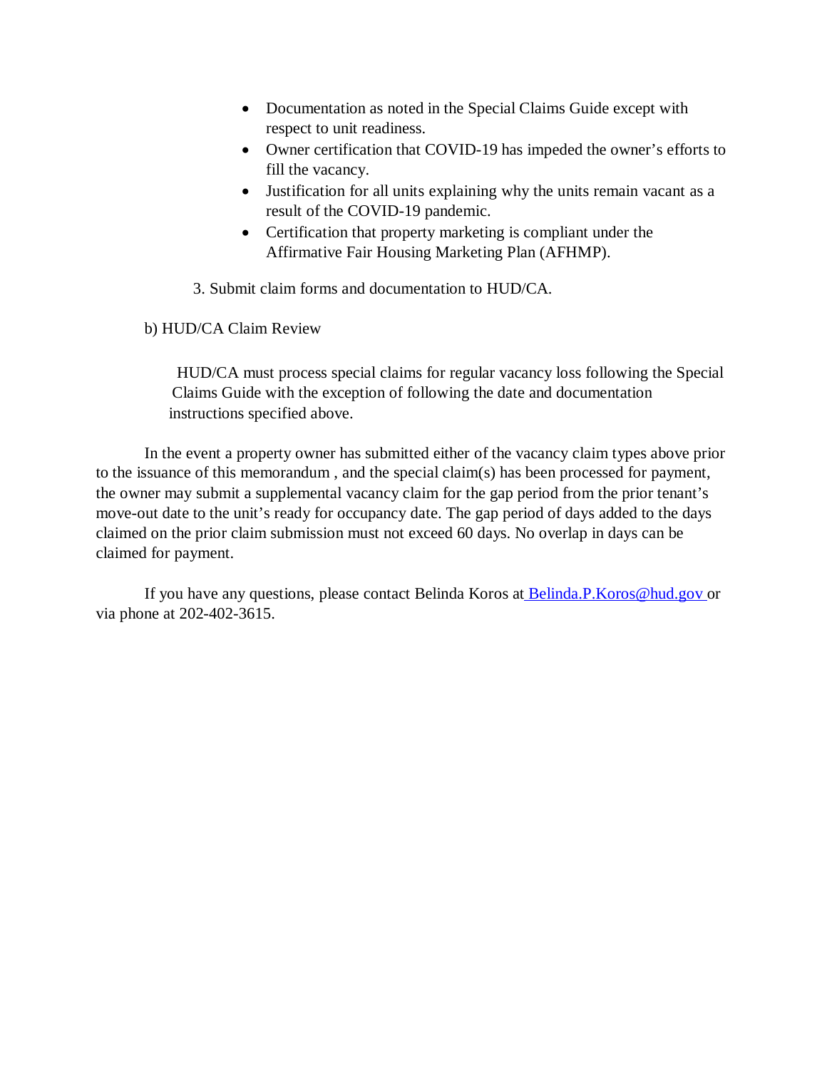- Documentation as noted in the Special Claims Guide except with respect to unit readiness.
- Owner certification that COVID-19 has impeded the owner's efforts to fill the vacancy.
- Justification for all units explaining why the units remain vacant as a result of the COVID-19 pandemic.
- Certification that property marketing is compliant under the Affirmative Fair Housing Marketing Plan (AFHMP).

3. Submit claim forms and documentation to HUD/CA.

b) HUD/CA Claim Review

HUD/CA must process special claims for regular vacancy loss following the Special Claims Guide with the exception of following the date and documentation instructions specified above.

In the event a property owner has submitted either of the vacancy claim types above prior to the issuance of this memorandum , and the special claim(s) has been processed for payment, the owner may submit a supplemental vacancy claim for the gap period from the prior tenant's move-out date to the unit's ready for occupancy date. The gap period of days added to the days claimed on the prior claim submission must not exceed 60 days. No overlap in days can be claimed for payment.

If you have any questions, please contact Belinda Koros at Belinda.P.Koros@hud.gov or via phone at 202-402-3615.